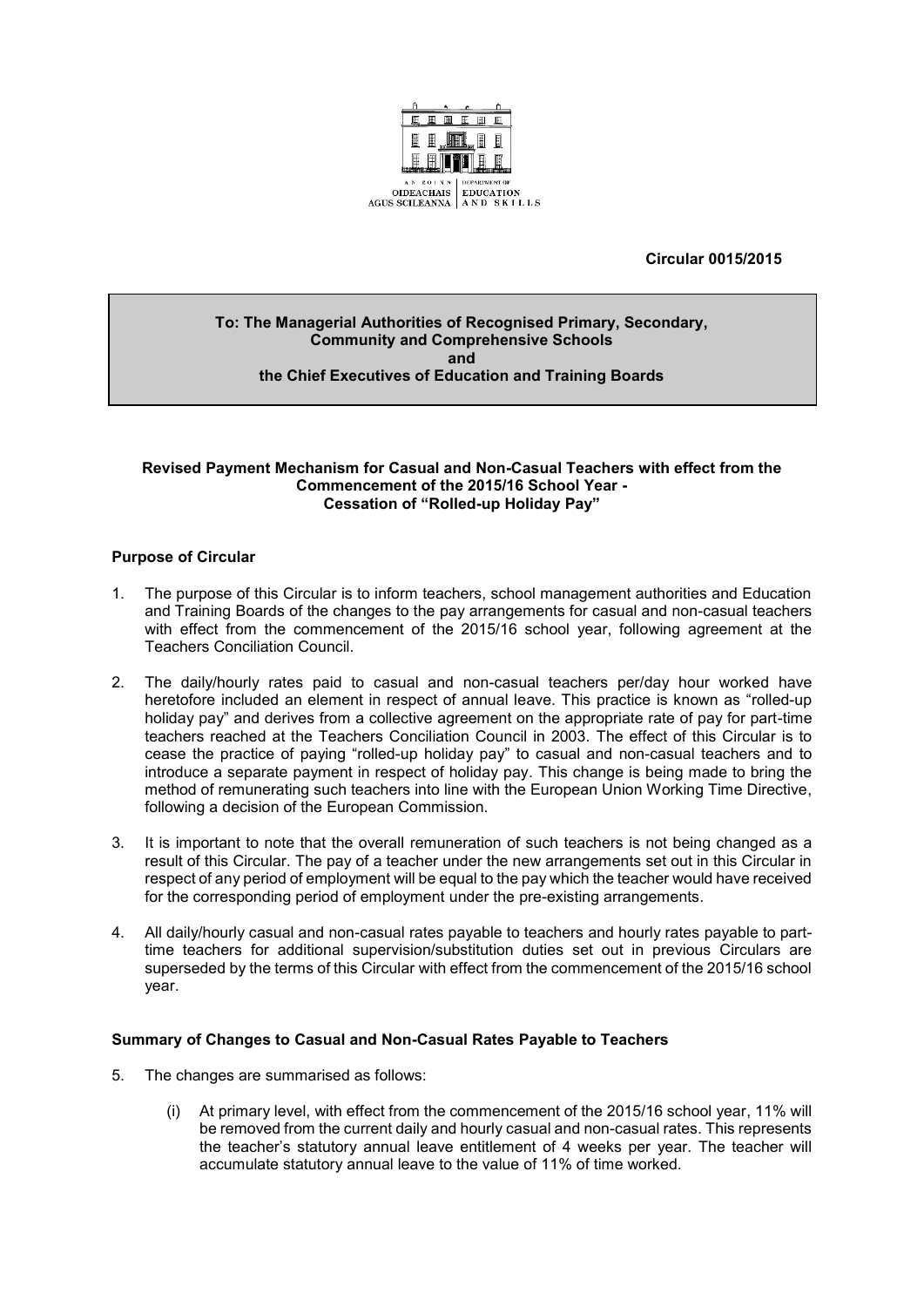AN ROINN OIDEACHAIS AGUS SCILEANNA | DEPARTMENT OF EDUCATION AND SKILLS

**Circular 0015/2015**

**To: The Managerial Authorities of Recognised Primary, Secondary, Community and Comprehensive Schools**
**and**
**the Chief Executives of Education and Training Boards**

**Revised Payment Mechanism for Casual and Non-Casual Teachers with effect from the Commencement of the 2015/16 School Year - Cessation of "Rolled-up Holiday Pay"**

## Purpose of Circular

1. The purpose of this Circular is to inform teachers, school management authorities and Education and Training Boards of the changes to the pay arrangements for casual and non-casual teachers with effect from the commencement of the 2015/16 school year, following agreement at the Teachers Conciliation Council.

2. The daily/hourly rates paid to casual and non-casual teachers per/day hour worked have heretofore included an element in respect of annual leave. This practice is known as "rolled-up holiday pay" and derives from a collective agreement on the appropriate rate of pay for part-time teachers reached at the Teachers Conciliation Council in 2003. The effect of this Circular is to cease the practice of paying "rolled-up holiday pay" to casual and non-casual teachers and to introduce a separate payment in respect of holiday pay. This change is being made to bring the method of remunerating such teachers into line with the European Union Working Time Directive, following a decision of the European Commission.

3. It is important to note that the overall remuneration of such teachers is not being changed as a result of this Circular. The pay of a teacher under the new arrangements set out in this Circular in respect of any period of employment will be equal to the pay which the teacher would have received for the corresponding period of employment under the pre-existing arrangements.

4. All daily/hourly casual and non-casual rates payable to teachers and hourly rates payable to part-time teachers for additional supervision/substitution duties set out in previous Circulars are superseded by the terms of this Circular with effect from the commencement of the 2015/16 school year.

## Summary of Changes to Casual and Non-Casual Rates Payable to Teachers

5. The changes are summarised as follows:

   (i) At primary level, with effect from the commencement of the 2015/16 school year, 11% will be removed from the current daily and hourly casual and non-casual rates. This represents the teacher's statutory annual leave entitlement of 4 weeks per year. The teacher will accumulate statutory annual leave to the value of 11% of time worked.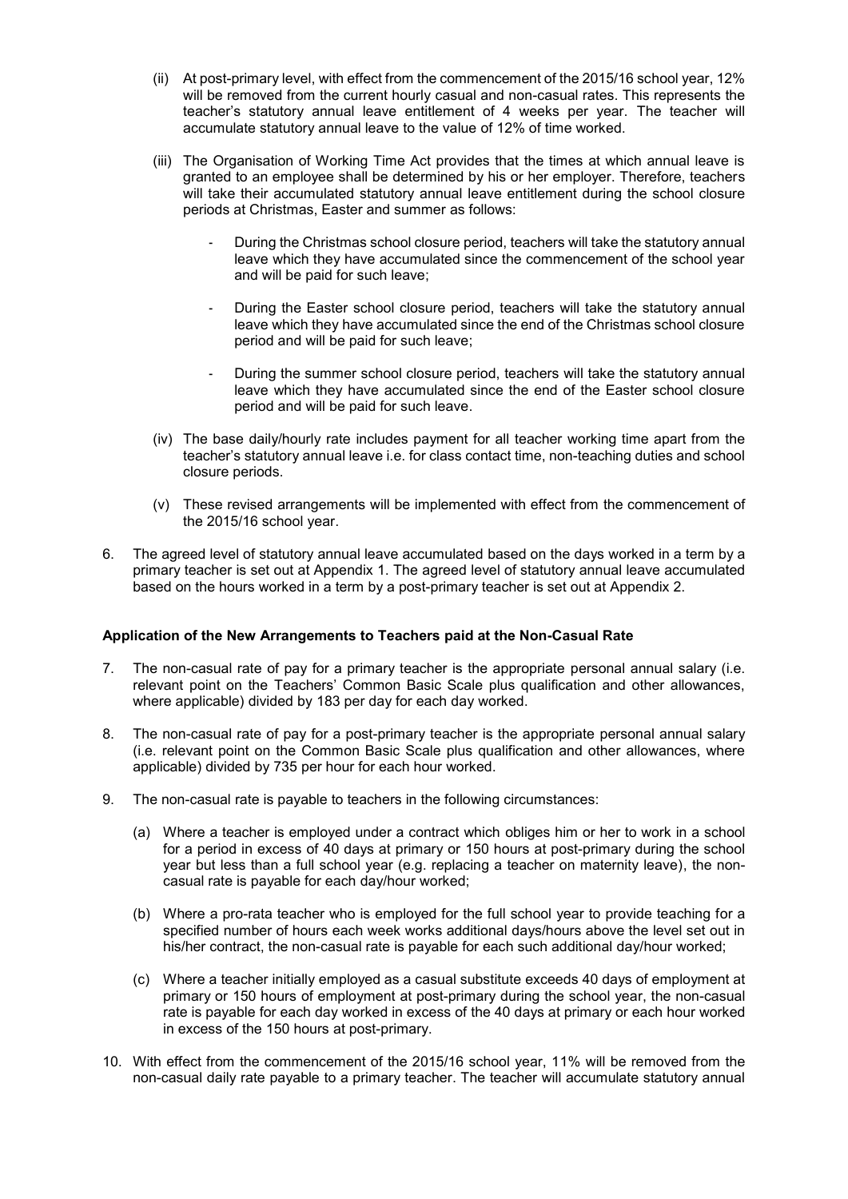(ii) At post-primary level, with effect from the commencement of the 2015/16 school year, 12% will be removed from the current hourly casual and non-casual rates. This represents the teacher's statutory annual leave entitlement of 4 weeks per year. The teacher will accumulate statutory annual leave to the value of 12% of time worked.

(iii) The Organisation of Working Time Act provides that the times at which annual leave is granted to an employee shall be determined by his or her employer. Therefore, teachers will take their accumulated statutory annual leave entitlement during the school closure periods at Christmas, Easter and summer as follows:

- During the Christmas school closure period, teachers will take the statutory annual leave which they have accumulated since the commencement of the school year and will be paid for such leave;
- During the Easter school closure period, teachers will take the statutory annual leave which they have accumulated since the end of the Christmas school closure period and will be paid for such leave;
- During the summer school closure period, teachers will take the statutory annual leave which they have accumulated since the end of the Easter school closure period and will be paid for such leave.

(iv) The base daily/hourly rate includes payment for all teacher working time apart from the teacher's statutory annual leave i.e. for class contact time, non-teaching duties and school closure periods.

(v) These revised arrangements will be implemented with effect from the commencement of the 2015/16 school year.

6. The agreed level of statutory annual leave accumulated based on the days worked in a term by a primary teacher is set out at Appendix 1. The agreed level of statutory annual leave accumulated based on the hours worked in a term by a post-primary teacher is set out at Appendix 2.

**Application of the New Arrangements to Teachers paid at the Non-Casual Rate**

7. The non-casual rate of pay for a primary teacher is the appropriate personal annual salary (i.e. relevant point on the Teachers' Common Basic Scale plus qualification and other allowances, where applicable) divided by 183 per day for each day worked.

8. The non-casual rate of pay for a post-primary teacher is the appropriate personal annual salary (i.e. relevant point on the Common Basic Scale plus qualification and other allowances, where applicable) divided by 735 per hour for each hour worked.

9. The non-casual rate is payable to teachers in the following circumstances:

   (a) Where a teacher is employed under a contract which obliges him or her to work in a school for a period in excess of 40 days at primary or 150 hours at post-primary during the school year but less than a full school year (e.g. replacing a teacher on maternity leave), the non-casual rate is payable for each day/hour worked;

   (b) Where a pro-rata teacher who is employed for the full school year to provide teaching for a specified number of hours each week works additional days/hours above the level set out in his/her contract, the non-casual rate is payable for each such additional day/hour worked;

   (c) Where a teacher initially employed as a casual substitute exceeds 40 days of employment at primary or 150 hours of employment at post-primary during the school year, the non-casual rate is payable for each day worked in excess of the 40 days at primary or each hour worked in excess of the 150 hours at post-primary.

10. With effect from the commencement of the 2015/16 school year, 11% will be removed from the non-casual daily rate payable to a primary teacher. The teacher will accumulate statutory annual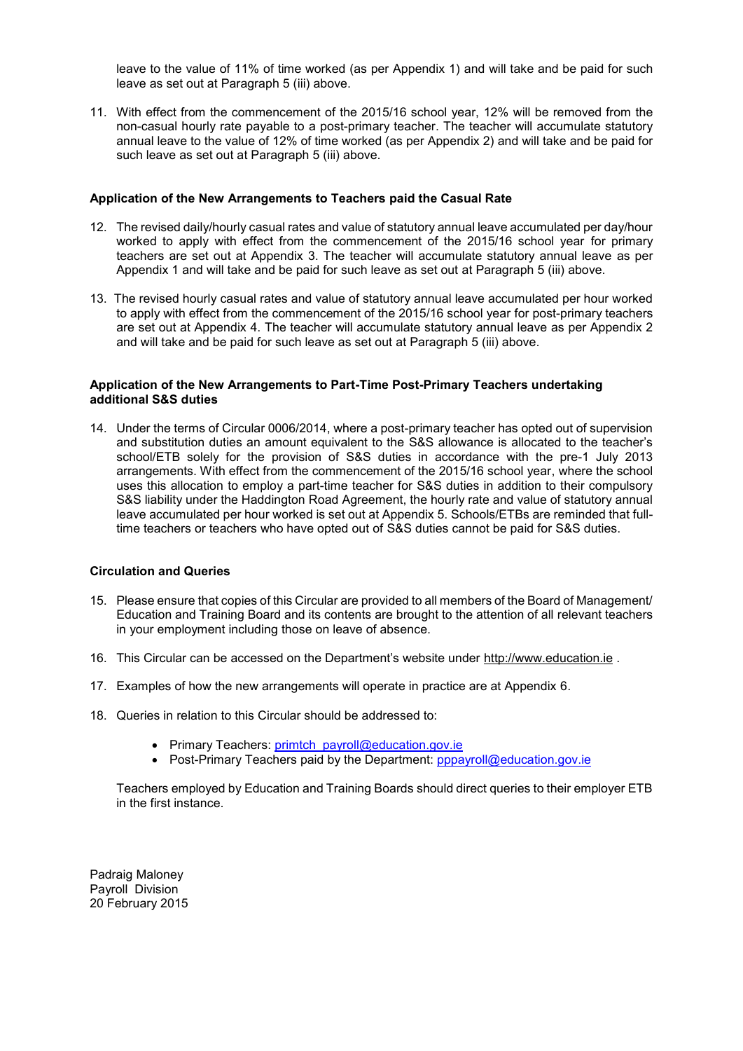leave to the value of 11% of time worked (as per Appendix 1) and will take and be paid for such leave as set out at Paragraph 5 (iii) above.

11. With effect from the commencement of the 2015/16 school year, 12% will be removed from the non-casual hourly rate payable to a post-primary teacher. The teacher will accumulate statutory annual leave to the value of 12% of time worked (as per Appendix 2) and will take and be paid for such leave as set out at Paragraph 5 (iii) above.

**Application of the New Arrangements to Teachers paid the Casual Rate**

12. The revised daily/hourly casual rates and value of statutory annual leave accumulated per day/hour worked to apply with effect from the commencement of the 2015/16 school year for primary teachers are set out at Appendix 3. The teacher will accumulate statutory annual leave as per Appendix 1 and will take and be paid for such leave as set out at Paragraph 5 (iii) above.

13. The revised hourly casual rates and value of statutory annual leave accumulated per hour worked to apply with effect from the commencement of the 2015/16 school year for post-primary teachers are set out at Appendix 4. The teacher will accumulate statutory annual leave as per Appendix 2 and will take and be paid for such leave as set out at Paragraph 5 (iii) above.

**Application of the New Arrangements to Part-Time Post-Primary Teachers undertaking additional S&S duties**

14. Under the terms of Circular 0006/2014, where a post-primary teacher has opted out of supervision and substitution duties an amount equivalent to the S&S allowance is allocated to the teacher's school/ETB solely for the provision of S&S duties in accordance with the pre-1 July 2013 arrangements. With effect from the commencement of the 2015/16 school year, where the school uses this allocation to employ a part-time teacher for S&S duties in addition to their compulsory S&S liability under the Haddington Road Agreement, the hourly rate and value of statutory annual leave accumulated per hour worked is set out at Appendix 5. Schools/ETBs are reminded that full-time teachers or teachers who have opted out of S&S duties cannot be paid for S&S duties.

**Circulation and Queries**

15. Please ensure that copies of this Circular are provided to all members of the Board of Management/ Education and Training Board and its contents are brought to the attention of all relevant teachers in your employment including those on leave of absence.

16. This Circular can be accessed on the Department's website under http://www.education.ie .

17. Examples of how the new arrangements will operate in practice are at Appendix 6.

18. Queries in relation to this Circular should be addressed to:

    - Primary Teachers: primtch_payroll@education.gov.ie
    - Post-Primary Teachers paid by the Department: pppayroll@education.gov.ie

    Teachers employed by Education and Training Boards should direct queries to their employer ETB in the first instance.

Padraig Maloney
Payroll Division
20 February 2015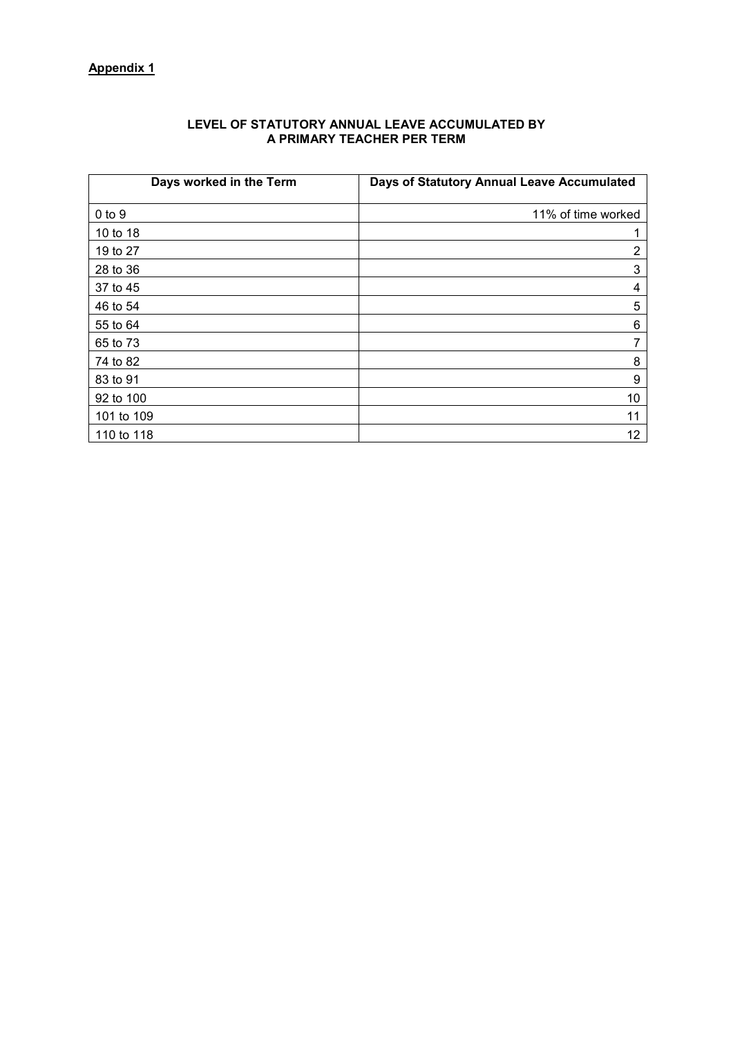**Appendix 1**

## LEVEL OF STATUTORY ANNUAL LEAVE ACCUMULATED BY A PRIMARY TEACHER PER TERM

| Days worked in the Term | Days of Statutory Annual Leave Accumulated |
|---|---|
| 0 to 9 | 11% of time worked |
| 10 to 18 | 1 |
| 19 to 27 | 2 |
| 28 to 36 | 3 |
| 37 to 45 | 4 |
| 46 to 54 | 5 |
| 55 to 64 | 6 |
| 65 to 73 | 7 |
| 74 to 82 | 8 |
| 83 to 91 | 9 |
| 92 to 100 | 10 |
| 101 to 109 | 11 |
| 110 to 118 | 12 |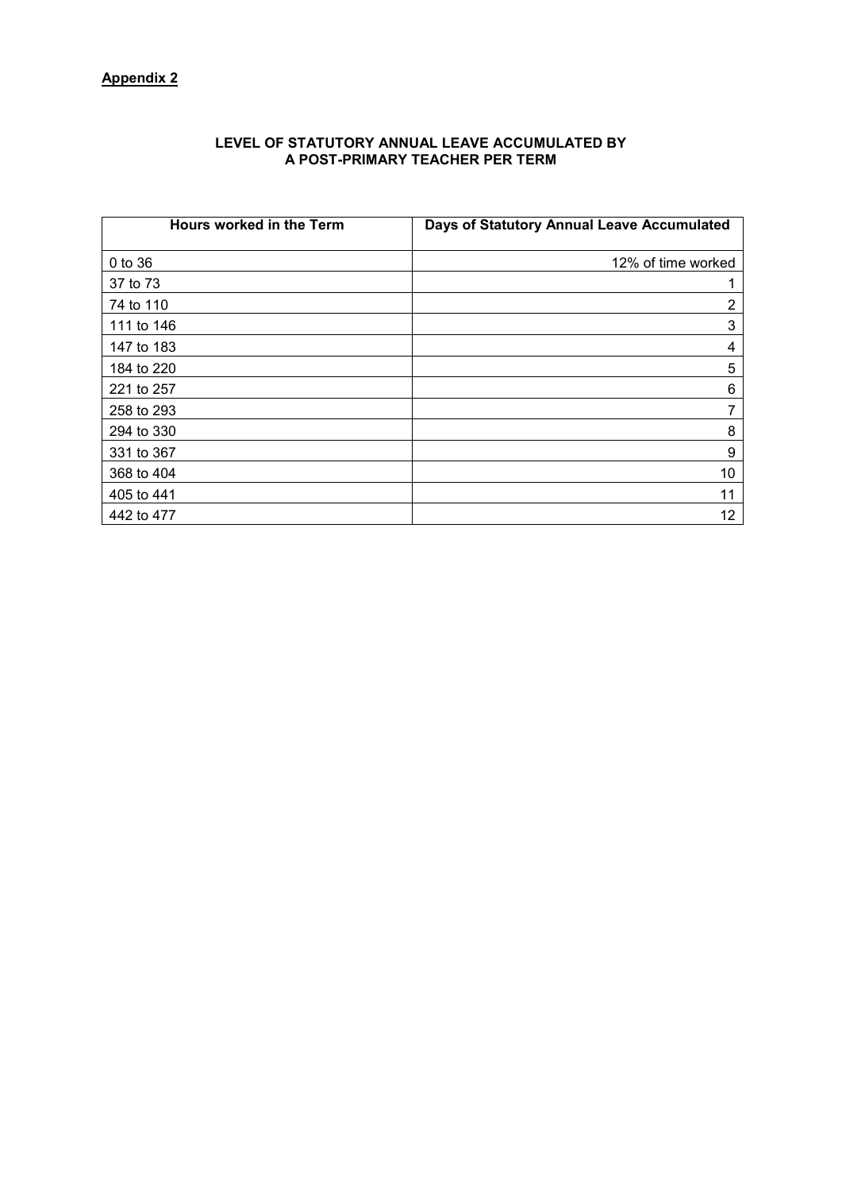**Appendix 2**

## LEVEL OF STATUTORY ANNUAL LEAVE ACCUMULATED BY A POST-PRIMARY TEACHER PER TERM

| Hours worked in the Term | Days of Statutory Annual Leave Accumulated |
| --- | ---: |
| 0 to 36 | 12% of time worked |
| 37 to 73 | 1 |
| 74 to 110 | 2 |
| 111 to 146 | 3 |
| 147 to 183 | 4 |
| 184 to 220 | 5 |
| 221 to 257 | 6 |
| 258 to 293 | 7 |
| 294 to 330 | 8 |
| 331 to 367 | 9 |
| 368 to 404 | 10 |
| 405 to 441 | 11 |
| 442 to 477 | 12 |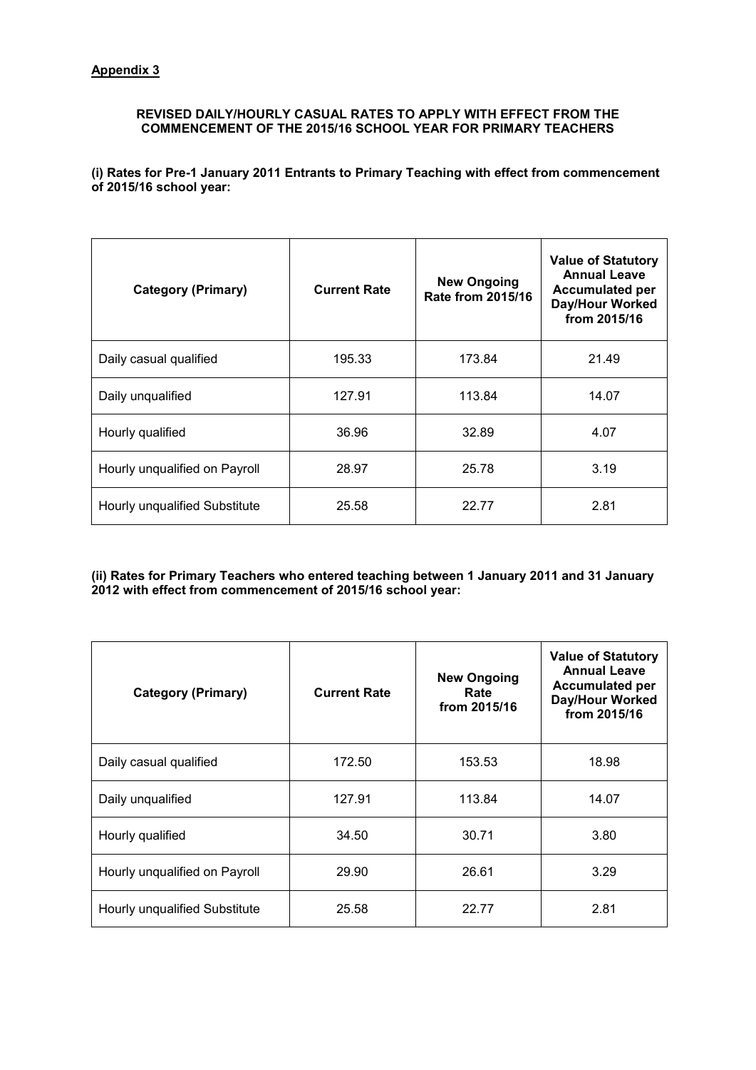**Appendix 3**

**REVISED DAILY/HOURLY CASUAL RATES TO APPLY WITH EFFECT FROM THE COMMENCEMENT OF THE 2015/16 SCHOOL YEAR FOR PRIMARY TEACHERS**

**(i) Rates for Pre-1 January 2011 Entrants to Primary Teaching with effect from commencement of 2015/16 school year:**

| Category (Primary) | Current Rate | New Ongoing Rate from 2015/16 | Value of Statutory Annual Leave Accumulated per Day/Hour Worked from 2015/16 |
|---|---|---|---|
| Daily casual qualified | 195.33 | 173.84 | 21.49 |
| Daily unqualified | 127.91 | 113.84 | 14.07 |
| Hourly qualified | 36.96 | 32.89 | 4.07 |
| Hourly unqualified on Payroll | 28.97 | 25.78 | 3.19 |
| Hourly unqualified Substitute | 25.58 | 22.77 | 2.81 |

**(ii) Rates for Primary Teachers who entered teaching between 1 January 2011 and 31 January 2012 with effect from commencement of 2015/16 school year:**

| Category (Primary) | Current Rate | New Ongoing Rate from 2015/16 | Value of Statutory Annual Leave Accumulated per Day/Hour Worked from 2015/16 |
|---|---|---|---|
| Daily casual qualified | 172.50 | 153.53 | 18.98 |
| Daily unqualified | 127.91 | 113.84 | 14.07 |
| Hourly qualified | 34.50 | 30.71 | 3.80 |
| Hourly unqualified on Payroll | 29.90 | 26.61 | 3.29 |
| Hourly unqualified Substitute | 25.58 | 22.77 | 2.81 |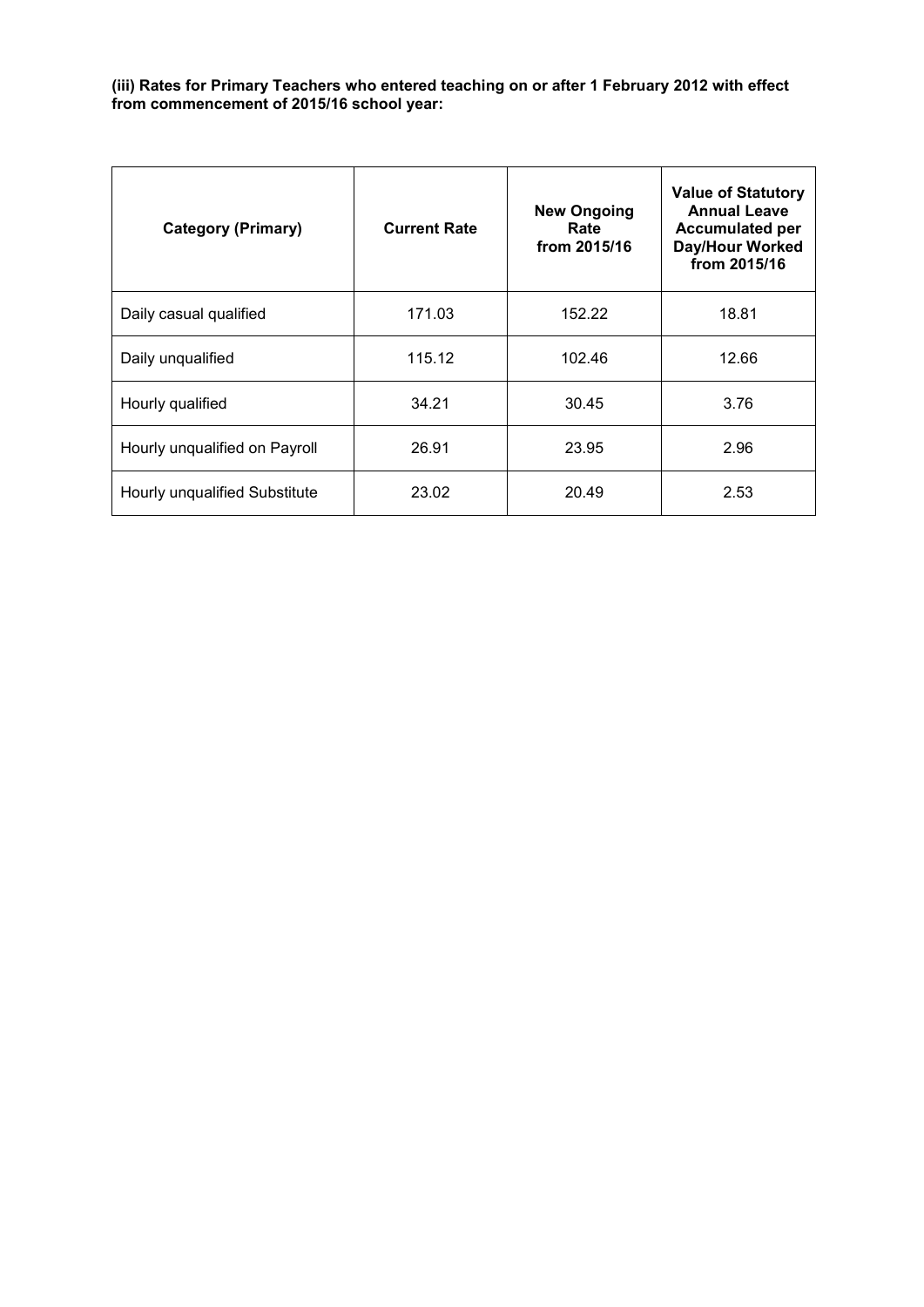**(iii) Rates for Primary Teachers who entered teaching on or after 1 February 2012 with effect from commencement of 2015/16 school year:**

| Category (Primary) | Current Rate | New Ongoing Rate from 2015/16 | Value of Statutory Annual Leave Accumulated per Day/Hour Worked from 2015/16 |
|---|---|---|---|
| Daily casual qualified | 171.03 | 152.22 | 18.81 |
| Daily unqualified | 115.12 | 102.46 | 12.66 |
| Hourly qualified | 34.21 | 30.45 | 3.76 |
| Hourly unqualified on Payroll | 26.91 | 23.95 | 2.96 |
| Hourly unqualified Substitute | 23.02 | 20.49 | 2.53 |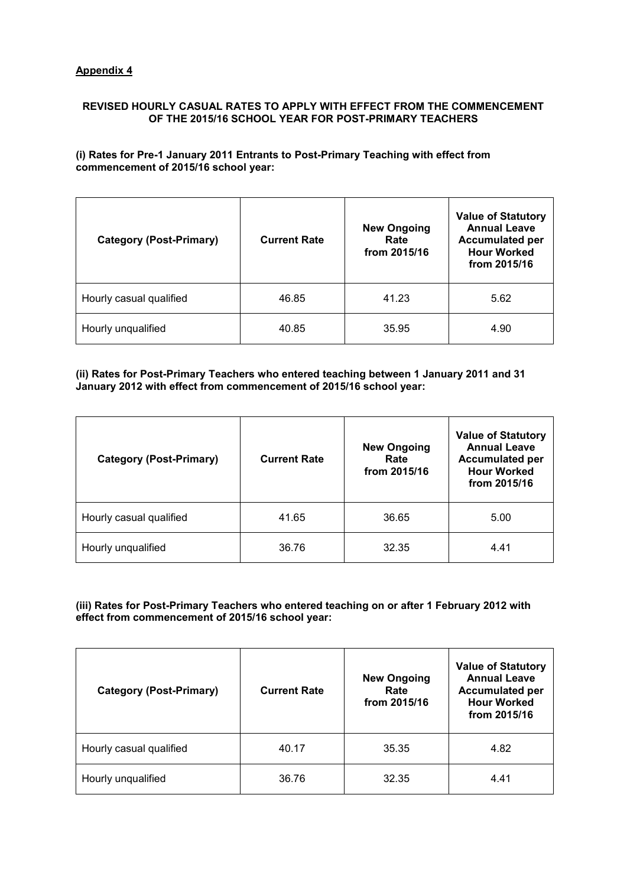**Appendix 4**

**REVISED HOURLY CASUAL RATES TO APPLY WITH EFFECT FROM THE COMMENCEMENT OF THE 2015/16 SCHOOL YEAR FOR POST-PRIMARY TEACHERS**

**(i) Rates for Pre-1 January 2011 Entrants to Post-Primary Teaching with effect from commencement of 2015/16 school year:**

| Category (Post-Primary) | Current Rate | New Ongoing Rate from 2015/16 | Value of Statutory Annual Leave Accumulated per Hour Worked from 2015/16 |
|---|---|---|---|
| Hourly casual qualified | 46.85 | 41.23 | 5.62 |
| Hourly unqualified | 40.85 | 35.95 | 4.90 |

**(ii) Rates for Post-Primary Teachers who entered teaching between 1 January 2011 and 31 January 2012 with effect from commencement of 2015/16 school year:**

| Category (Post-Primary) | Current Rate | New Ongoing Rate from 2015/16 | Value of Statutory Annual Leave Accumulated per Hour Worked from 2015/16 |
|---|---|---|---|
| Hourly casual qualified | 41.65 | 36.65 | 5.00 |
| Hourly unqualified | 36.76 | 32.35 | 4.41 |

**(iii) Rates for Post-Primary Teachers who entered teaching on or after 1 February 2012 with effect from commencement of 2015/16 school year:**

| Category (Post-Primary) | Current Rate | New Ongoing Rate from 2015/16 | Value of Statutory Annual Leave Accumulated per Hour Worked from 2015/16 |
|---|---|---|---|
| Hourly casual qualified | 40.17 | 35.35 | 4.82 |
| Hourly unqualified | 36.76 | 32.35 | 4.41 |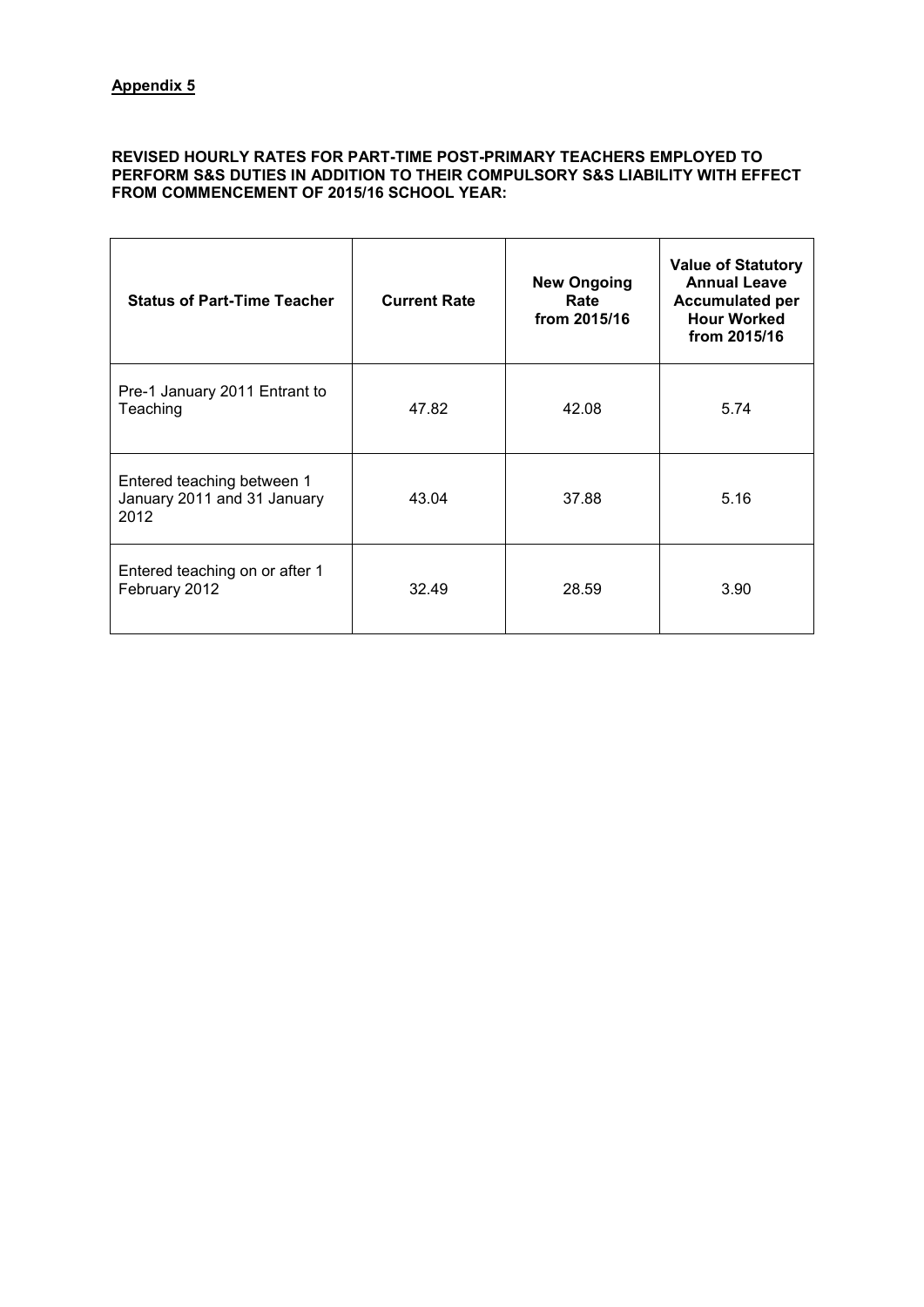**Appendix 5**

**REVISED HOURLY RATES FOR PART-TIME POST-PRIMARY TEACHERS EMPLOYED TO PERFORM S&S DUTIES IN ADDITION TO THEIR COMPULSORY S&S LIABILITY WITH EFFECT FROM COMMENCEMENT OF 2015/16 SCHOOL YEAR:**

| Status of Part-Time Teacher | Current Rate | New Ongoing Rate from 2015/16 | Value of Statutory Annual Leave Accumulated per Hour Worked from 2015/16 |
|---|---|---|---|
| Pre-1 January 2011 Entrant to Teaching | 47.82 | 42.08 | 5.74 |
| Entered teaching between 1 January 2011 and 31 January 2012 | 43.04 | 37.88 | 5.16 |
| Entered teaching on or after 1 February 2012 | 32.49 | 28.59 | 3.90 |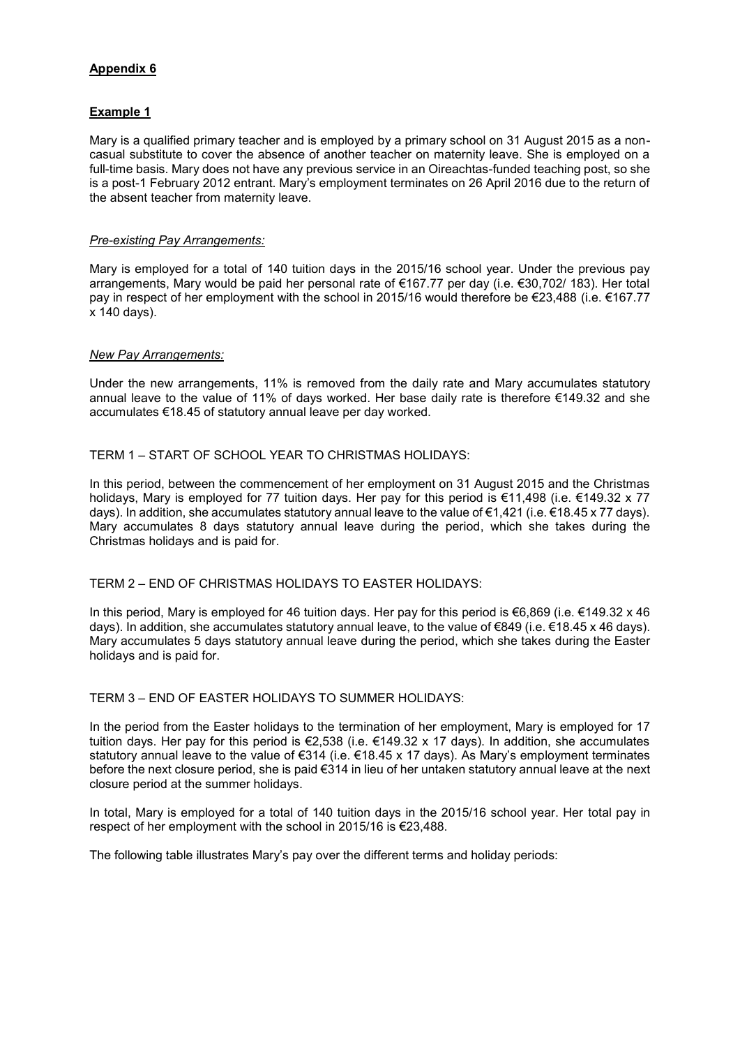## Appendix 6

### Example 1

Mary is a qualified primary teacher and is employed by a primary school on 31 August 2015 as a non-casual substitute to cover the absence of another teacher on maternity leave. She is employed on a full-time basis. Mary does not have any previous service in an Oireachtas-funded teaching post, so she is a post-1 February 2012 entrant. Mary's employment terminates on 26 April 2016 due to the return of the absent teacher from maternity leave.

*Pre-existing Pay Arrangements:*

Mary is employed for a total of 140 tuition days in the 2015/16 school year. Under the previous pay arrangements, Mary would be paid her personal rate of €167.77 per day (i.e. €30,702/ 183). Her total pay in respect of her employment with the school in 2015/16 would therefore be €23,488 (i.e. €167.77 x 140 days).

*New Pay Arrangements:*

Under the new arrangements, 11% is removed from the daily rate and Mary accumulates statutory annual leave to the value of 11% of days worked. Her base daily rate is therefore €149.32 and she accumulates €18.45 of statutory annual leave per day worked.

TERM 1 – START OF SCHOOL YEAR TO CHRISTMAS HOLIDAYS:

In this period, between the commencement of her employment on 31 August 2015 and the Christmas holidays, Mary is employed for 77 tuition days. Her pay for this period is €11,498 (i.e. €149.32 x 77 days). In addition, she accumulates statutory annual leave to the value of €1,421 (i.e. €18.45 x 77 days). Mary accumulates 8 days statutory annual leave during the period, which she takes during the Christmas holidays and is paid for.

TERM 2 – END OF CHRISTMAS HOLIDAYS TO EASTER HOLIDAYS:

In this period, Mary is employed for 46 tuition days. Her pay for this period is €6,869 (i.e. €149.32 x 46 days). In addition, she accumulates statutory annual leave, to the value of €849 (i.e. €18.45 x 46 days). Mary accumulates 5 days statutory annual leave during the period, which she takes during the Easter holidays and is paid for.

TERM 3 – END OF EASTER HOLIDAYS TO SUMMER HOLIDAYS:

In the period from the Easter holidays to the termination of her employment, Mary is employed for 17 tuition days. Her pay for this period is €2,538 (i.e. €149.32 x 17 days). In addition, she accumulates statutory annual leave to the value of €314 (i.e. €18.45 x 17 days). As Mary's employment terminates before the next closure period, she is paid €314 in lieu of her untaken statutory annual leave at the next closure period at the summer holidays.

In total, Mary is employed for a total of 140 tuition days in the 2015/16 school year. Her total pay in respect of her employment with the school in 2015/16 is €23,488.

The following table illustrates Mary's pay over the different terms and holiday periods: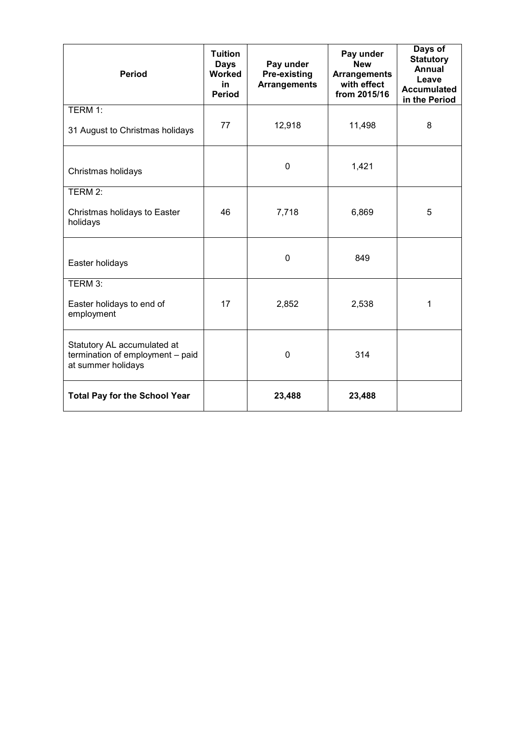| Period | Tuition Days Worked in Period | Pay under Pre-existing Arrangements | Pay under New Arrangements with effect from 2015/16 | Days of Statutory Annual Leave Accumulated in the Period |
|---|---|---|---|---|
| TERM 1: 31 August to Christmas holidays | 77 | 12,918 | 11,498 | 8 |
| Christmas holidays | | 0 | 1,421 | |
| TERM 2: Christmas holidays to Easter holidays | 46 | 7,718 | 6,869 | 5 |
| Easter holidays | | 0 | 849 | |
| TERM 3: Easter holidays to end of employment | 17 | 2,852 | 2,538 | 1 |
| Statutory AL accumulated at termination of employment – paid at summer holidays | | 0 | 314 | |
| **Total Pay for the School Year** | | **23,488** | **23,488** | |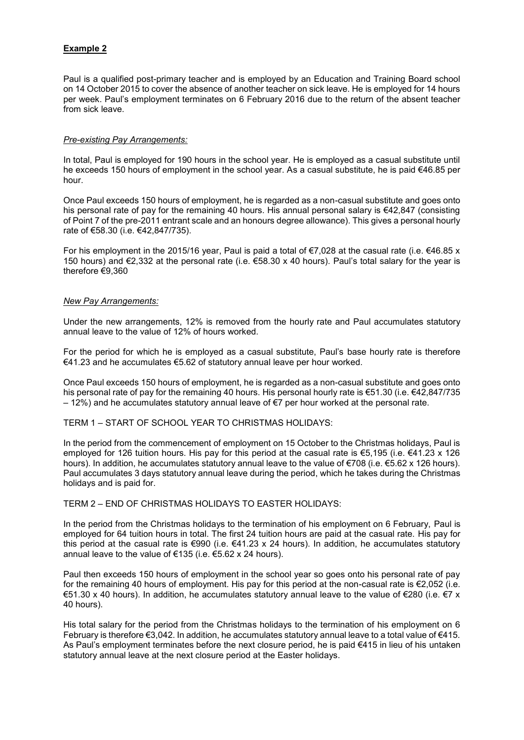**Example 2**

Paul is a qualified post-primary teacher and is employed by an Education and Training Board school on 14 October 2015 to cover the absence of another teacher on sick leave. He is employed for 14 hours per week. Paul's employment terminates on 6 February 2016 due to the return of the absent teacher from sick leave.

*Pre-existing Pay Arrangements:*

In total, Paul is employed for 190 hours in the school year. He is employed as a casual substitute until he exceeds 150 hours of employment in the school year. As a casual substitute, he is paid €46.85 per hour.

Once Paul exceeds 150 hours of employment, he is regarded as a non-casual substitute and goes onto his personal rate of pay for the remaining 40 hours. His annual personal salary is €42,847 (consisting of Point 7 of the pre-2011 entrant scale and an honours degree allowance). This gives a personal hourly rate of €58.30 (i.e. €42,847/735).

For his employment in the 2015/16 year, Paul is paid a total of €7,028 at the casual rate (i.e. €46.85 x 150 hours) and €2,332 at the personal rate (i.e. €58.30 x 40 hours). Paul's total salary for the year is therefore €9,360

*New Pay Arrangements:*

Under the new arrangements, 12% is removed from the hourly rate and Paul accumulates statutory annual leave to the value of 12% of hours worked.

For the period for which he is employed as a casual substitute, Paul's base hourly rate is therefore €41.23 and he accumulates €5.62 of statutory annual leave per hour worked.

Once Paul exceeds 150 hours of employment, he is regarded as a non-casual substitute and goes onto his personal rate of pay for the remaining 40 hours. His personal hourly rate is €51.30 (i.e. €42,847/735 – 12%) and he accumulates statutory annual leave of €7 per hour worked at the personal rate.

TERM 1 – START OF SCHOOL YEAR TO CHRISTMAS HOLIDAYS:

In the period from the commencement of employment on 15 October to the Christmas holidays, Paul is employed for 126 tuition hours. His pay for this period at the casual rate is €5,195 (i.e. €41.23 x 126 hours). In addition, he accumulates statutory annual leave to the value of €708 (i.e. €5.62 x 126 hours). Paul accumulates 3 days statutory annual leave during the period, which he takes during the Christmas holidays and is paid for.

TERM 2 – END OF CHRISTMAS HOLIDAYS TO EASTER HOLIDAYS:

In the period from the Christmas holidays to the termination of his employment on 6 February, Paul is employed for 64 tuition hours in total. The first 24 tuition hours are paid at the casual rate. His pay for this period at the casual rate is €990 (i.e. €41.23 x 24 hours). In addition, he accumulates statutory annual leave to the value of €135 (i.e. €5.62 x 24 hours).

Paul then exceeds 150 hours of employment in the school year so goes onto his personal rate of pay for the remaining 40 hours of employment. His pay for this period at the non-casual rate is €2,052 (i.e. €51.30 x 40 hours). In addition, he accumulates statutory annual leave to the value of €280 (i.e. €7 x 40 hours).

His total salary for the period from the Christmas holidays to the termination of his employment on 6 February is therefore €3,042. In addition, he accumulates statutory annual leave to a total value of €415. As Paul's employment terminates before the next closure period, he is paid €415 in lieu of his untaken statutory annual leave at the next closure period at the Easter holidays.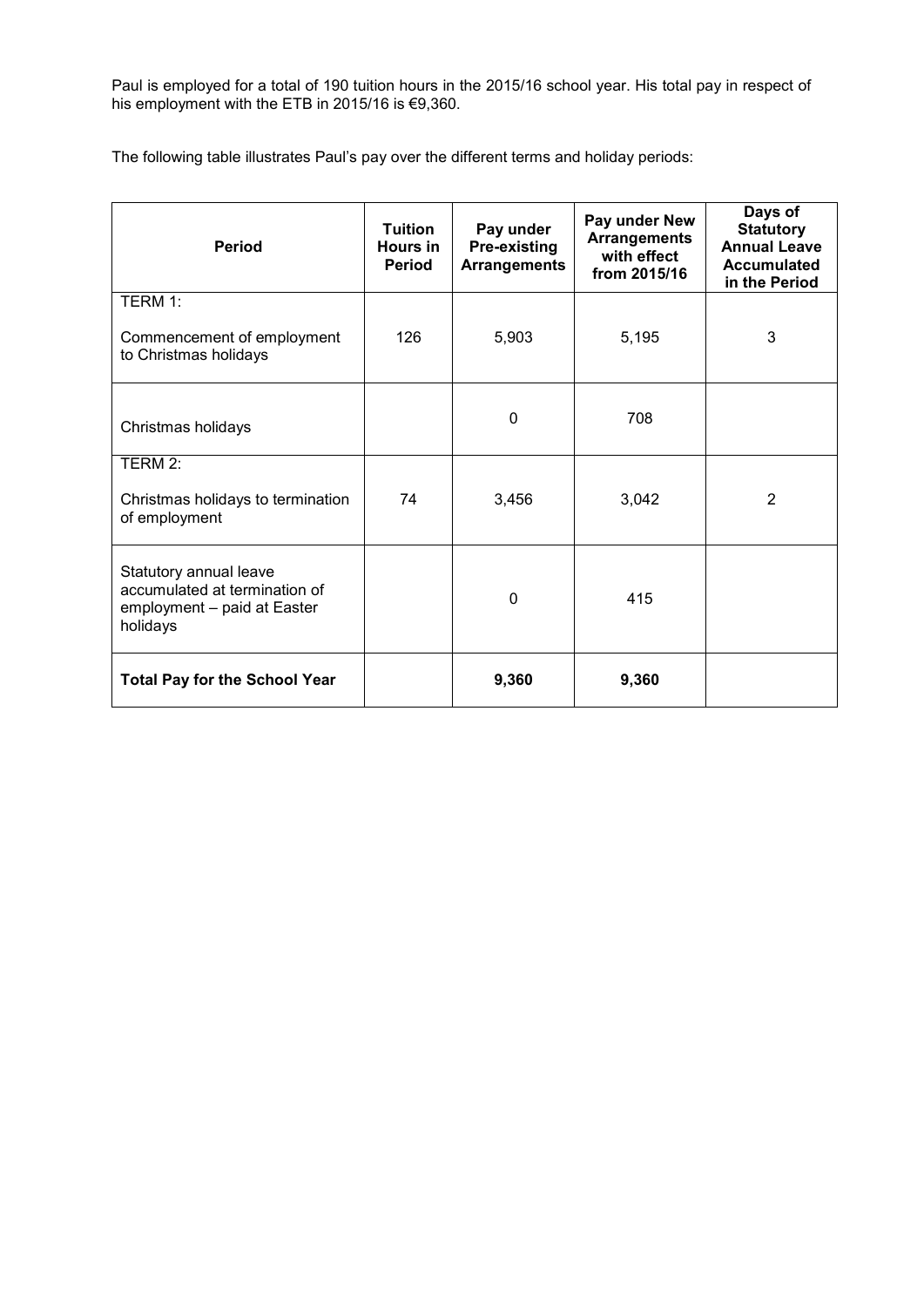Paul is employed for a total of 190 tuition hours in the 2015/16 school year. His total pay in respect of his employment with the ETB in 2015/16 is €9,360.

The following table illustrates Paul's pay over the different terms and holiday periods:

| Period | Tuition Hours in Period | Pay under Pre-existing Arrangements | Pay under New Arrangements with effect from 2015/16 | Days of Statutory Annual Leave Accumulated in the Period |
|---|---|---|---|---|
| TERM 1:<br><br>Commencement of employment to Christmas holidays | 126 | 5,903 | 5,195 | 3 |
| Christmas holidays | | 0 | 708 | |
| TERM 2:<br><br>Christmas holidays to termination of employment | 74 | 3,456 | 3,042 | 2 |
| Statutory annual leave accumulated at termination of employment – paid at Easter holidays | | 0 | 415 | |
| **Total Pay for the School Year** | | **9,360** | **9,360** | |